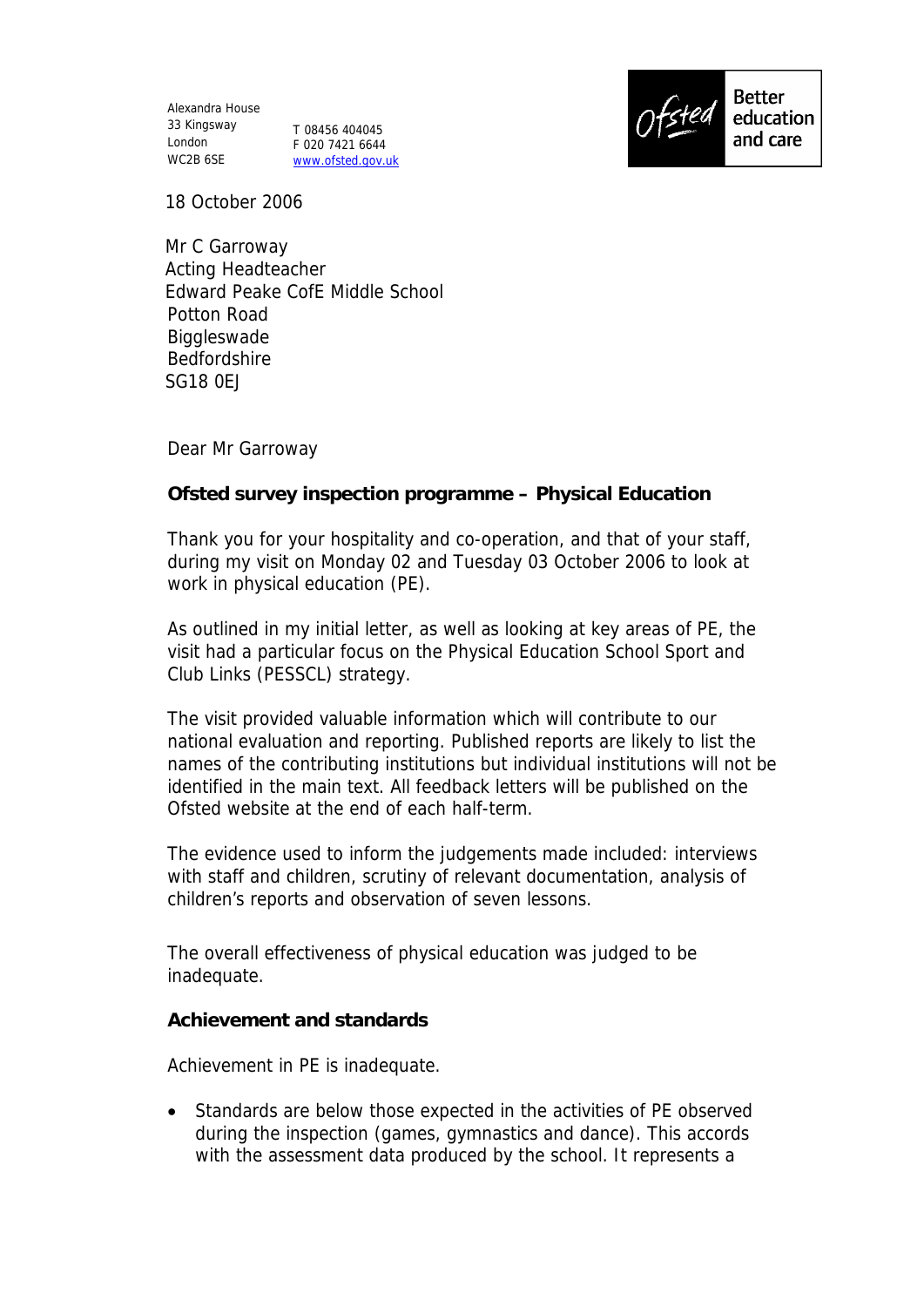Alexandra House
33 Kingsway
London
WC2B 6SE

T 08456 404045
F 020 7421 6644
www.ofsted.gov.uk

18 October 2006

Mr C Garroway
Acting Headteacher
Edward Peake CofE Middle School
Potton Road
Biggleswade
Bedfordshire
SG18 0EJ

Dear Mr Garroway

**Ofsted survey inspection programme – Physical Education**

Thank you for your hospitality and co-operation, and that of your staff, during my visit on Monday 02 and Tuesday 03 October 2006 to look at work in physical education (PE).

As outlined in my initial letter, as well as looking at key areas of PE, the visit had a particular focus on the Physical Education School Sport and Club Links (PESSCL) strategy.

The visit provided valuable information which will contribute to our national evaluation and reporting. Published reports are likely to list the names of the contributing institutions but individual institutions will not be identified in the main text. All feedback letters will be published on the Ofsted website at the end of each half-term.

The evidence used to inform the judgements made included: interviews with staff and children, scrutiny of relevant documentation, analysis of children's reports and observation of seven lessons.

The overall effectiveness of physical education was judged to be inadequate.

**Achievement and standards**

Achievement in PE is inadequate.

- Standards are below those expected in the activities of PE observed during the inspection (games, gymnastics and dance). This accords with the assessment data produced by the school. It represents a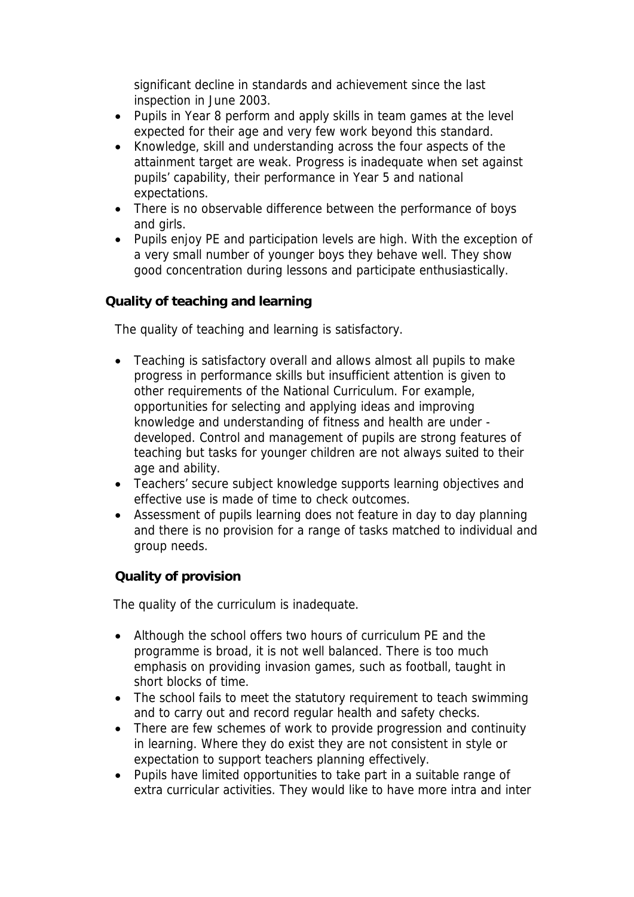significant decline in standards and achievement since the last inspection in June 2003.

- Pupils in Year 8 perform and apply skills in team games at the level expected for their age and very few work beyond this standard.
- Knowledge, skill and understanding across the four aspects of the attainment target are weak. Progress is inadequate when set against pupils' capability, their performance in Year 5 and national expectations.
- There is no observable difference between the performance of boys and girls.
- Pupils enjoy PE and participation levels are high. With the exception of a very small number of younger boys they behave well. They show good concentration during lessons and participate enthusiastically.

**Quality of teaching and learning**

The quality of teaching and learning is satisfactory.

- Teaching is satisfactory overall and allows almost all pupils to make progress in performance skills but insufficient attention is given to other requirements of the National Curriculum. For example, opportunities for selecting and applying ideas and improving knowledge and understanding of fitness and health are under - developed. Control and management of pupils are strong features of teaching but tasks for younger children are not always suited to their age and ability.
- Teachers' secure subject knowledge supports learning objectives and effective use is made of time to check outcomes.
- Assessment of pupils learning does not feature in day to day planning and there is no provision for a range of tasks matched to individual and group needs.

**Quality of provision**

The quality of the curriculum is inadequate.

- Although the school offers two hours of curriculum PE and the programme is broad, it is not well balanced. There is too much emphasis on providing invasion games, such as football, taught in short blocks of time.
- The school fails to meet the statutory requirement to teach swimming and to carry out and record regular health and safety checks.
- There are few schemes of work to provide progression and continuity in learning. Where they do exist they are not consistent in style or expectation to support teachers planning effectively.
- Pupils have limited opportunities to take part in a suitable range of extra curricular activities. They would like to have more intra and inter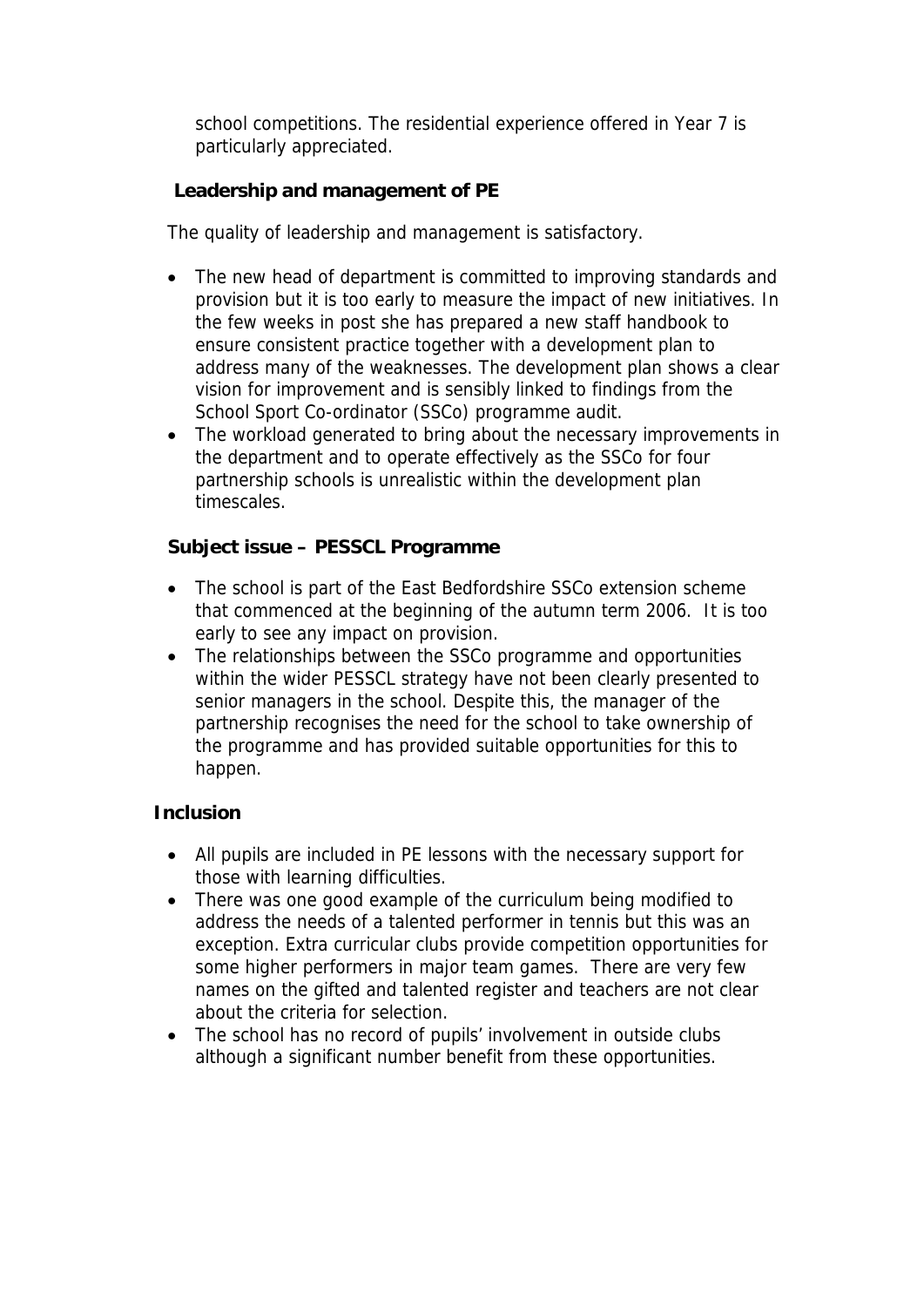school competitions. The residential experience offered in Year 7 is particularly appreciated.

**Leadership and management of PE**

The quality of leadership and management is satisfactory.

- The new head of department is committed to improving standards and provision but it is too early to measure the impact of new initiatives. In the few weeks in post she has prepared a new staff handbook to ensure consistent practice together with a development plan to address many of the weaknesses. The development plan shows a clear vision for improvement and is sensibly linked to findings from the School Sport Co-ordinator (SSCo) programme audit.
- The workload generated to bring about the necessary improvements in the department and to operate effectively as the SSCo for four partnership schools is unrealistic within the development plan timescales.

**Subject issue – PESSCL Programme**

- The school is part of the East Bedfordshire SSCo extension scheme that commenced at the beginning of the autumn term 2006. It is too early to see any impact on provision.
- The relationships between the SSCo programme and opportunities within the wider PESSCL strategy have not been clearly presented to senior managers in the school. Despite this, the manager of the partnership recognises the need for the school to take ownership of the programme and has provided suitable opportunities for this to happen.

**Inclusion**

- All pupils are included in PE lessons with the necessary support for those with learning difficulties.
- There was one good example of the curriculum being modified to address the needs of a talented performer in tennis but this was an exception. Extra curricular clubs provide competition opportunities for some higher performers in major team games. There are very few names on the gifted and talented register and teachers are not clear about the criteria for selection.
- The school has no record of pupils' involvement in outside clubs although a significant number benefit from these opportunities.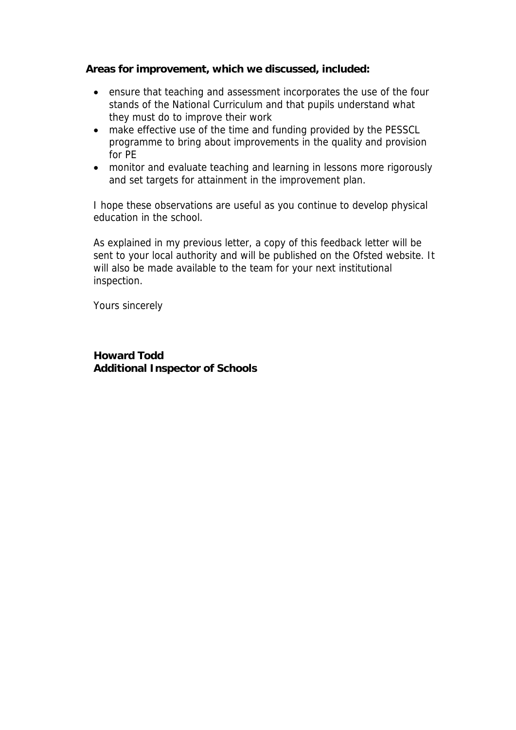**Areas for improvement, which we discussed, included:**

- ensure that teaching and assessment incorporates the use of the four stands of the National Curriculum and that pupils understand what they must do to improve their work
- make effective use of the time and funding provided by the PESSCL programme to bring about improvements in the quality and provision for PE
- monitor and evaluate teaching and learning in lessons more rigorously and set targets for attainment in the improvement plan.

I hope these observations are useful as you continue to develop physical education in the school.

As explained in my previous letter, a copy of this feedback letter will be sent to your local authority and will be published on the Ofsted website. It will also be made available to the team for your next institutional inspection.

Yours sincerely

**Howard Todd**
**Additional Inspector of Schools**